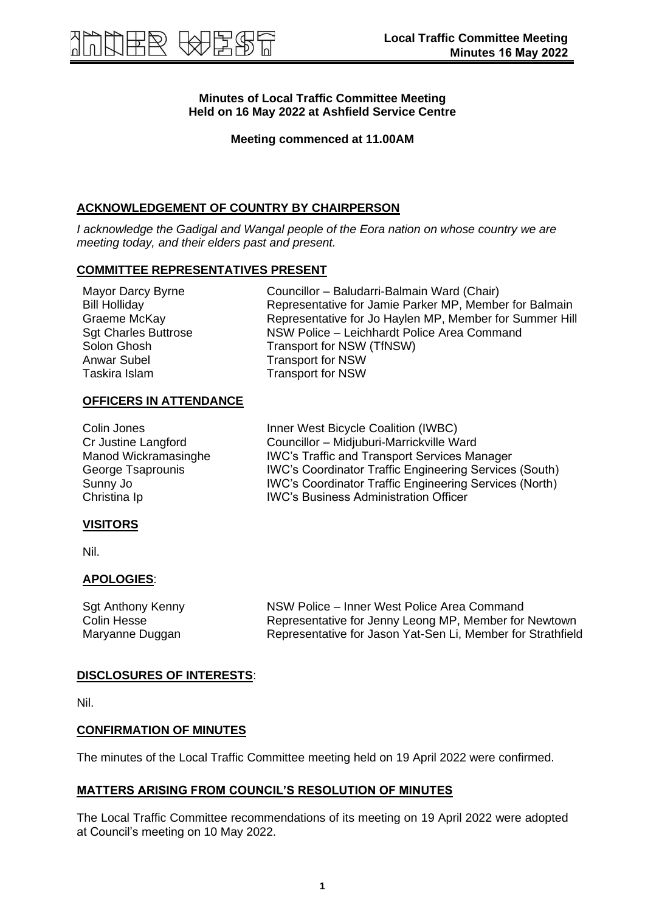**Minutes of Local Traffic Committee Meeting**
**Held on 16 May 2022 at Ashfield Service Centre**

**Meeting commenced at 11.00AM**

## ACKNOWLEDGEMENT OF COUNTRY BY CHAIRPERSON

*I acknowledge the Gadigal and Wangal people of the Eora nation on whose country we are meeting today, and their elders past and present.*

## COMMITTEE REPRESENTATIVES PRESENT

| | |
|---|---|
| Mayor Darcy Byrne | Councillor – Baludarri-Balmain Ward (Chair) |
| Bill Holliday | Representative for Jamie Parker MP, Member for Balmain |
| Graeme McKay | Representative for Jo Haylen MP, Member for Summer Hill |
| Sgt Charles Buttrose | NSW Police – Leichhardt Police Area Command |
| Solon Ghosh | Transport for NSW (TfNSW) |
| Anwar Subel | Transport for NSW |
| Taskira Islam | Transport for NSW |

## OFFICERS IN ATTENDANCE

| | |
|---|---|
| Colin Jones | Inner West Bicycle Coalition (IWBC) |
| Cr Justine Langford | Councillor – Midjuburi-Marrickville Ward |
| Manod Wickramasinghe | IWC's Traffic and Transport Services Manager |
| George Tsaprounis | IWC's Coordinator Traffic Engineering Services (South) |
| Sunny Jo | IWC's Coordinator Traffic Engineering Services (North) |
| Christina Ip | IWC's Business Administration Officer |

## VISITORS

Nil.

## APOLOGIES:

| | |
|---|---|
| Sgt Anthony Kenny | NSW Police – Inner West Police Area Command |
| Colin Hesse | Representative for Jenny Leong MP, Member for Newtown |
| Maryanne Duggan | Representative for Jason Yat-Sen Li, Member for Strathfield |

## DISCLOSURES OF INTERESTS:

Nil.

## CONFIRMATION OF MINUTES

The minutes of the Local Traffic Committee meeting held on 19 April 2022 were confirmed.

## MATTERS ARISING FROM COUNCIL'S RESOLUTION OF MINUTES

The Local Traffic Committee recommendations of its meeting on 19 April 2022 were adopted at Council's meeting on 10 May 2022.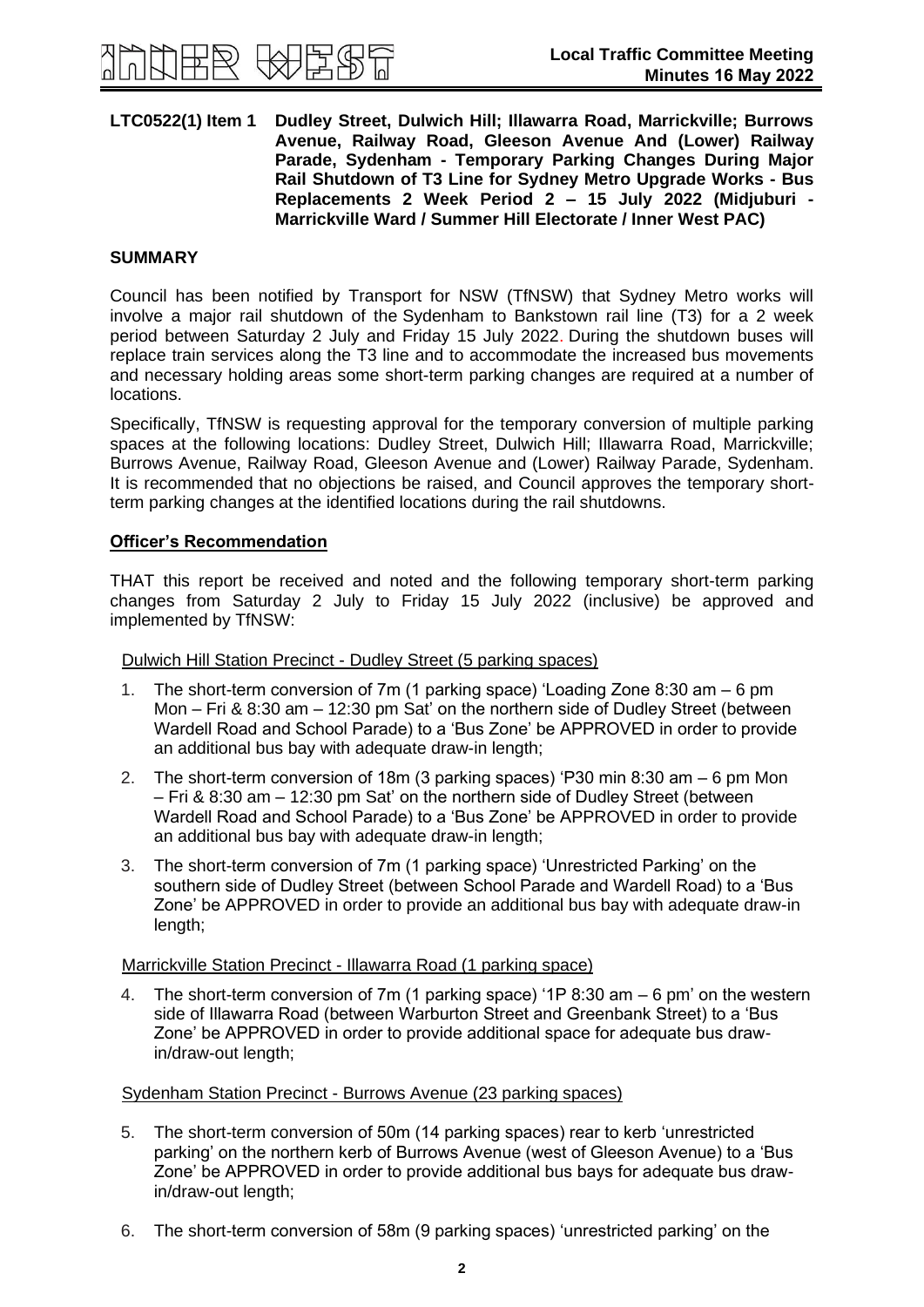**LTC0522(1) Item 1 Dudley Street, Dulwich Hill; Illawarra Road, Marrickville; Burrows Avenue, Railway Road, Gleeson Avenue And (Lower) Railway Parade, Sydenham - Temporary Parking Changes During Major Rail Shutdown of T3 Line for Sydney Metro Upgrade Works - Bus Replacements 2 Week Period 2 – 15 July 2022 (Midjuburi - Marrickville Ward / Summer Hill Electorate / Inner West PAC)**

## SUMMARY

Council has been notified by Transport for NSW (TfNSW) that Sydney Metro works will involve a major rail shutdown of the Sydenham to Bankstown rail line (T3) for a 2 week period between Saturday 2 July and Friday 15 July 2022. During the shutdown buses will replace train services along the T3 line and to accommodate the increased bus movements and necessary holding areas some short-term parking changes are required at a number of locations.

Specifically, TfNSW is requesting approval for the temporary conversion of multiple parking spaces at the following locations: Dudley Street, Dulwich Hill; Illawarra Road, Marrickville; Burrows Avenue, Railway Road, Gleeson Avenue and (Lower) Railway Parade, Sydenham. It is recommended that no objections be raised, and Council approves the temporary short-term parking changes at the identified locations during the rail shutdowns.

## Officer's Recommendation

THAT this report be received and noted and the following temporary short-term parking changes from Saturday 2 July to Friday 15 July 2022 (inclusive) be approved and implemented by TfNSW:

Dulwich Hill Station Precinct - Dudley Street (5 parking spaces)

1. The short-term conversion of 7m (1 parking space) 'Loading Zone 8:30 am – 6 pm Mon – Fri & 8:30 am – 12:30 pm Sat' on the northern side of Dudley Street (between Wardell Road and School Parade) to a 'Bus Zone' be APPROVED in order to provide an additional bus bay with adequate draw-in length;
2. The short-term conversion of 18m (3 parking spaces) 'P30 min 8:30 am – 6 pm Mon – Fri & 8:30 am – 12:30 pm Sat' on the northern side of Dudley Street (between Wardell Road and School Parade) to a 'Bus Zone' be APPROVED in order to provide an additional bus bay with adequate draw-in length;
3. The short-term conversion of 7m (1 parking space) 'Unrestricted Parking' on the southern side of Dudley Street (between School Parade and Wardell Road) to a 'Bus Zone' be APPROVED in order to provide an additional bus bay with adequate draw-in length;

Marrickville Station Precinct - Illawarra Road (1 parking space)

4. The short-term conversion of 7m (1 parking space) '1P 8:30 am – 6 pm' on the western side of Illawarra Road (between Warburton Street and Greenbank Street) to a 'Bus Zone' be APPROVED in order to provide additional space for adequate bus draw-in/draw-out length;

Sydenham Station Precinct - Burrows Avenue (23 parking spaces)

5. The short-term conversion of 50m (14 parking spaces) rear to kerb 'unrestricted parking' on the northern kerb of Burrows Avenue (west of Gleeson Avenue) to a 'Bus Zone' be APPROVED in order to provide additional bus bays for adequate bus draw-in/draw-out length;
6. The short-term conversion of 58m (9 parking spaces) 'unrestricted parking' on the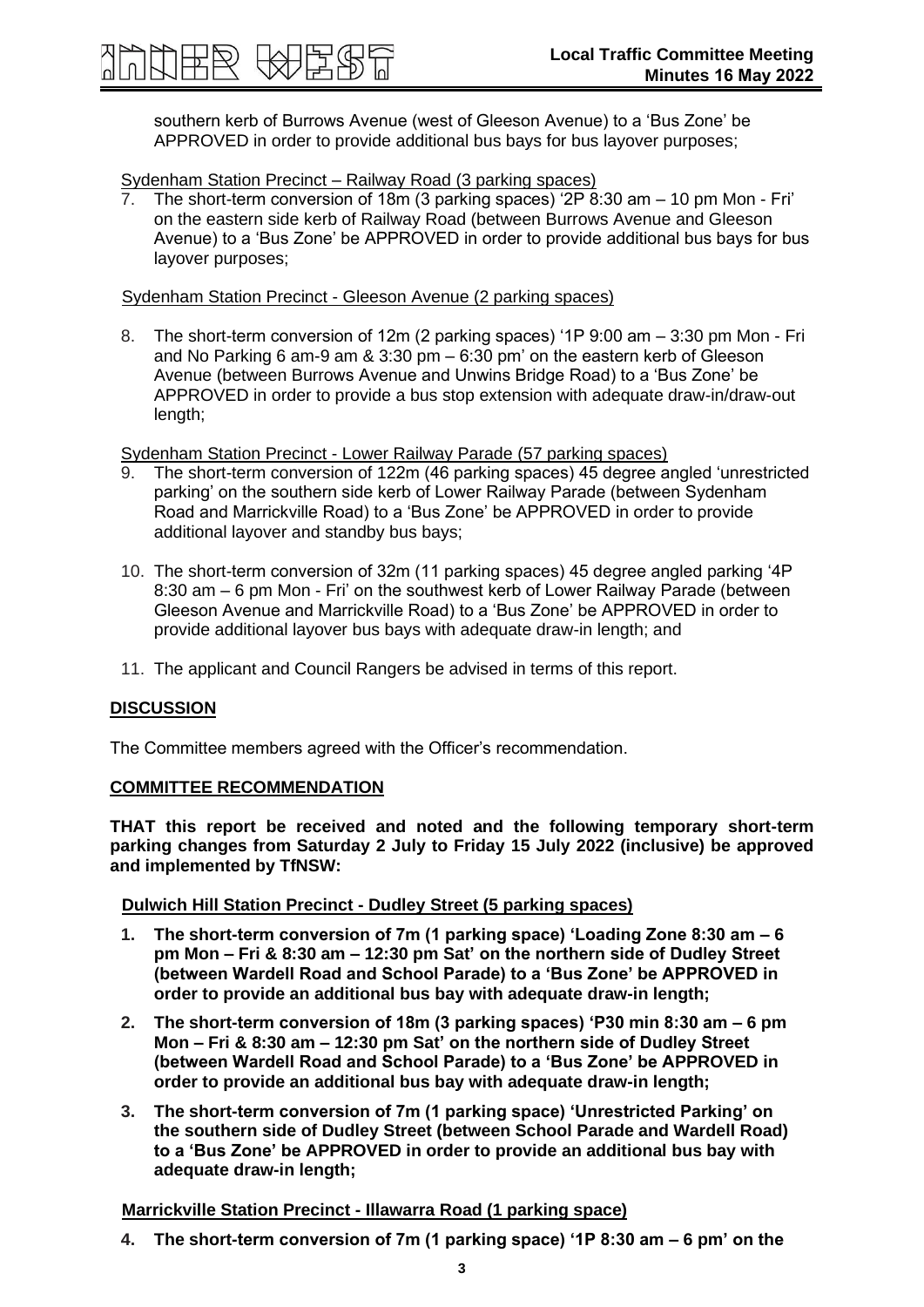southern kerb of Burrows Avenue (west of Gleeson Avenue) to a 'Bus Zone' be APPROVED in order to provide additional bus bays for bus layover purposes;

<u>Sydenham Station Precinct – Railway Road (3 parking spaces)</u>

7. The short-term conversion of 18m (3 parking spaces) '2P 8:30 am – 10 pm Mon - Fri' on the eastern side kerb of Railway Road (between Burrows Avenue and Gleeson Avenue) to a 'Bus Zone' be APPROVED in order to provide additional bus bays for bus layover purposes;

<u>Sydenham Station Precinct - Gleeson Avenue (2 parking spaces)</u>

8. The short-term conversion of 12m (2 parking spaces) '1P 9:00 am – 3:30 pm Mon - Fri and No Parking 6 am-9 am & 3:30 pm – 6:30 pm' on the eastern kerb of Gleeson Avenue (between Burrows Avenue and Unwins Bridge Road) to a 'Bus Zone' be APPROVED in order to provide a bus stop extension with adequate draw-in/draw-out length;

<u>Sydenham Station Precinct - Lower Railway Parade (57 parking spaces)</u>

9. The short-term conversion of 122m (46 parking spaces) 45 degree angled 'unrestricted parking' on the southern side kerb of Lower Railway Parade (between Sydenham Road and Marrickville Road) to a 'Bus Zone' be APPROVED in order to provide additional layover and standby bus bays;

10. The short-term conversion of 32m (11 parking spaces) 45 degree angled parking '4P 8:30 am – 6 pm Mon - Fri' on the southwest kerb of Lower Railway Parade (between Gleeson Avenue and Marrickville Road) to a 'Bus Zone' be APPROVED in order to provide additional layover bus bays with adequate draw-in length; and

11. The applicant and Council Rangers be advised in terms of this report.

## DISCUSSION

The Committee members agreed with the Officer's recommendation.

## COMMITTEE RECOMMENDATION

**THAT this report be received and noted and the following temporary short-term parking changes from Saturday 2 July to Friday 15 July 2022 (inclusive) be approved and implemented by TfNSW:**

**Dulwich Hill Station Precinct - Dudley Street (5 parking spaces)**

1. **The short-term conversion of 7m (1 parking space) 'Loading Zone 8:30 am – 6 pm Mon – Fri & 8:30 am – 12:30 pm Sat' on the northern side of Dudley Street (between Wardell Road and School Parade) to a 'Bus Zone' be APPROVED in order to provide an additional bus bay with adequate draw-in length;**
2. **The short-term conversion of 18m (3 parking spaces) 'P30 min 8:30 am – 6 pm Mon – Fri & 8:30 am – 12:30 pm Sat' on the northern side of Dudley Street (between Wardell Road and School Parade) to a 'Bus Zone' be APPROVED in order to provide an additional bus bay with adequate draw-in length;**
3. **The short-term conversion of 7m (1 parking space) 'Unrestricted Parking' on the southern side of Dudley Street (between School Parade and Wardell Road) to a 'Bus Zone' be APPROVED in order to provide an additional bus bay with adequate draw-in length;**

**Marrickville Station Precinct - Illawarra Road (1 parking space)**

4. **The short-term conversion of 7m (1 parking space) '1P 8:30 am – 6 pm' on the**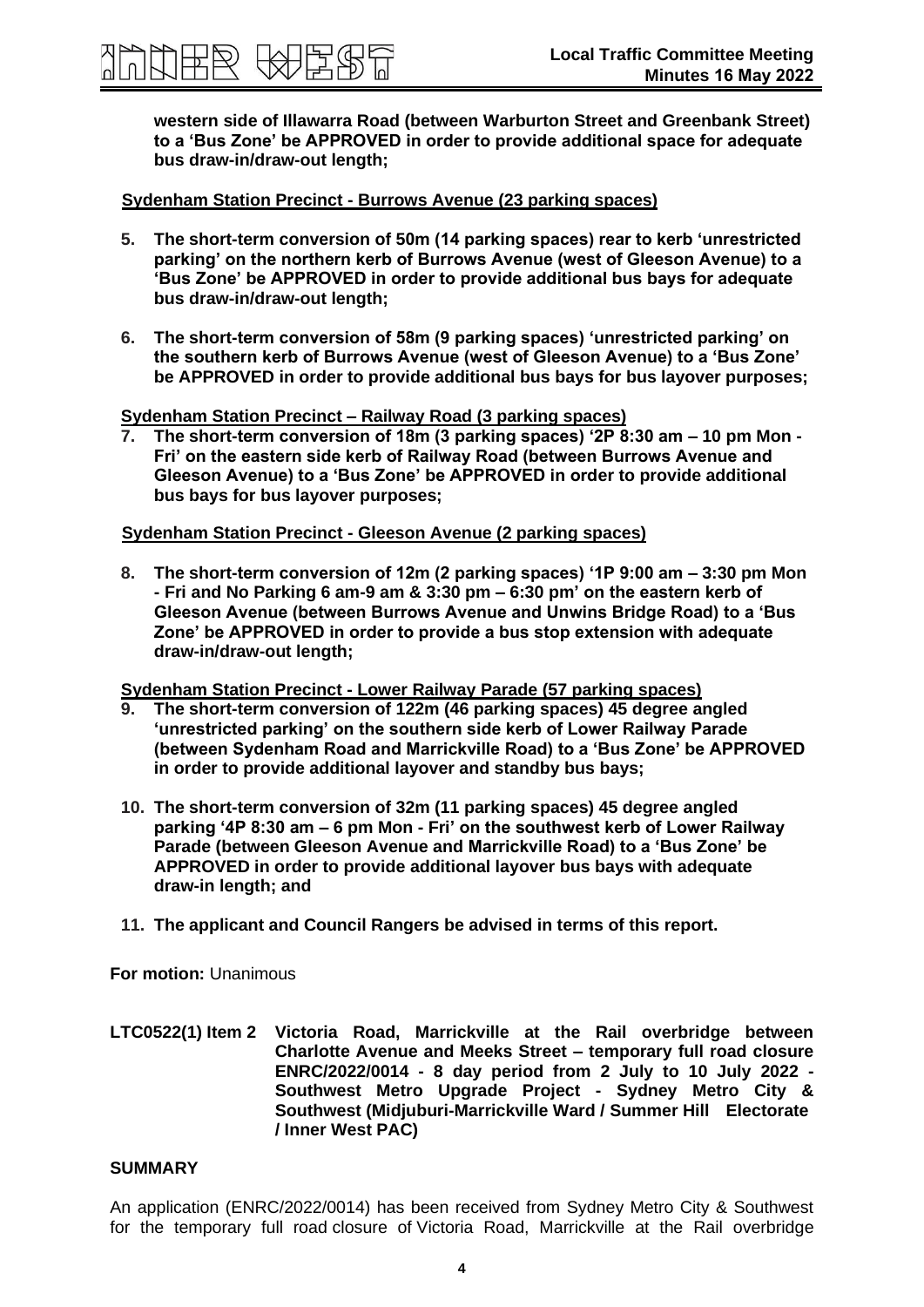**western side of Illawarra Road (between Warburton Street and Greenbank Street) to a 'Bus Zone' be APPROVED in order to provide additional space for adequate bus draw-in/draw-out length;**

**Sydenham Station Precinct - Burrows Avenue (23 parking spaces)**

5. **The short-term conversion of 50m (14 parking spaces) rear to kerb 'unrestricted parking' on the northern kerb of Burrows Avenue (west of Gleeson Avenue) to a 'Bus Zone' be APPROVED in order to provide additional bus bays for adequate bus draw-in/draw-out length;**

6. **The short-term conversion of 58m (9 parking spaces) 'unrestricted parking' on the southern kerb of Burrows Avenue (west of Gleeson Avenue) to a 'Bus Zone' be APPROVED in order to provide additional bus bays for bus layover purposes;**

**Sydenham Station Precinct – Railway Road (3 parking spaces)**

7. **The short-term conversion of 18m (3 parking spaces) '2P 8:30 am – 10 pm Mon - Fri' on the eastern side kerb of Railway Road (between Burrows Avenue and Gleeson Avenue) to a 'Bus Zone' be APPROVED in order to provide additional bus bays for bus layover purposes;**

**Sydenham Station Precinct - Gleeson Avenue (2 parking spaces)**

8. **The short-term conversion of 12m (2 parking spaces) '1P 9:00 am – 3:30 pm Mon - Fri and No Parking 6 am-9 am & 3:30 pm – 6:30 pm' on the eastern kerb of Gleeson Avenue (between Burrows Avenue and Unwins Bridge Road) to a 'Bus Zone' be APPROVED in order to provide a bus stop extension with adequate draw-in/draw-out length;**

**Sydenham Station Precinct - Lower Railway Parade (57 parking spaces)**

9. **The short-term conversion of 122m (46 parking spaces) 45 degree angled 'unrestricted parking' on the southern side kerb of Lower Railway Parade (between Sydenham Road and Marrickville Road) to a 'Bus Zone' be APPROVED in order to provide additional layover and standby bus bays;**

10. **The short-term conversion of 32m (11 parking spaces) 45 degree angled parking '4P 8:30 am – 6 pm Mon - Fri' on the southwest kerb of Lower Railway Parade (between Gleeson Avenue and Marrickville Road) to a 'Bus Zone' be APPROVED in order to provide additional layover bus bays with adequate draw-in length; and**

11. **The applicant and Council Rangers be advised in terms of this report.**

**For motion:** Unanimous

**LTC0522(1) Item 2 Victoria Road, Marrickville at the Rail overbridge between Charlotte Avenue and Meeks Street – temporary full road closure ENRC/2022/0014 - 8 day period from 2 July to 10 July 2022 - Southwest Metro Upgrade Project - Sydney Metro City & Southwest (Midjuburi-Marrickville Ward / Summer Hill Electorate / Inner West PAC)**

## SUMMARY

An application (ENRC/2022/0014) has been received from Sydney Metro City & Southwest for the temporary full road closure of Victoria Road, Marrickville at the Rail overbridge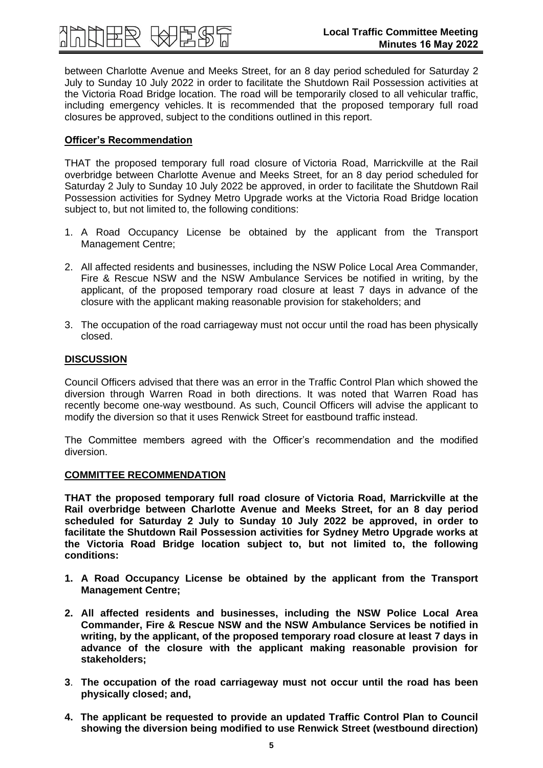between Charlotte Avenue and Meeks Street, for an 8 day period scheduled for Saturday 2 July to Sunday 10 July 2022 in order to facilitate the Shutdown Rail Possession activities at the Victoria Road Bridge location. The road will be temporarily closed to all vehicular traffic, including emergency vehicles. It is recommended that the proposed temporary full road closures be approved, subject to the conditions outlined in this report.

**Officer's Recommendation**

THAT the proposed temporary full road closure of Victoria Road, Marrickville at the Rail overbridge between Charlotte Avenue and Meeks Street, for an 8 day period scheduled for Saturday 2 July to Sunday 10 July 2022 be approved, in order to facilitate the Shutdown Rail Possession activities for Sydney Metro Upgrade works at the Victoria Road Bridge location subject to, but not limited to, the following conditions:

1. A Road Occupancy License be obtained by the applicant from the Transport Management Centre;
2. All affected residents and businesses, including the NSW Police Local Area Commander, Fire & Rescue NSW and the NSW Ambulance Services be notified in writing, by the applicant, of the proposed temporary road closure at least 7 days in advance of the closure with the applicant making reasonable provision for stakeholders; and
3. The occupation of the road carriageway must not occur until the road has been physically closed.

**DISCUSSION**

Council Officers advised that there was an error in the Traffic Control Plan which showed the diversion through Warren Road in both directions. It was noted that Warren Road has recently become one-way westbound. As such, Council Officers will advise the applicant to modify the diversion so that it uses Renwick Street for eastbound traffic instead.

The Committee members agreed with the Officer's recommendation and the modified diversion.

**COMMITTEE RECOMMENDATION**

**THAT the proposed temporary full road closure of Victoria Road, Marrickville at the Rail overbridge between Charlotte Avenue and Meeks Street, for an 8 day period scheduled for Saturday 2 July to Sunday 10 July 2022 be approved, in order to facilitate the Shutdown Rail Possession activities for Sydney Metro Upgrade works at the Victoria Road Bridge location subject to, but not limited to, the following conditions:**

1. **A Road Occupancy License be obtained by the applicant from the Transport Management Centre;**
2. **All affected residents and businesses, including the NSW Police Local Area Commander, Fire & Rescue NSW and the NSW Ambulance Services be notified in writing, by the applicant, of the proposed temporary road closure at least 7 days in advance of the closure with the applicant making reasonable provision for stakeholders;**
3. **The occupation of the road carriageway must not occur until the road has been physically closed; and,**
4. **The applicant be requested to provide an updated Traffic Control Plan to Council showing the diversion being modified to use Renwick Street (westbound direction)**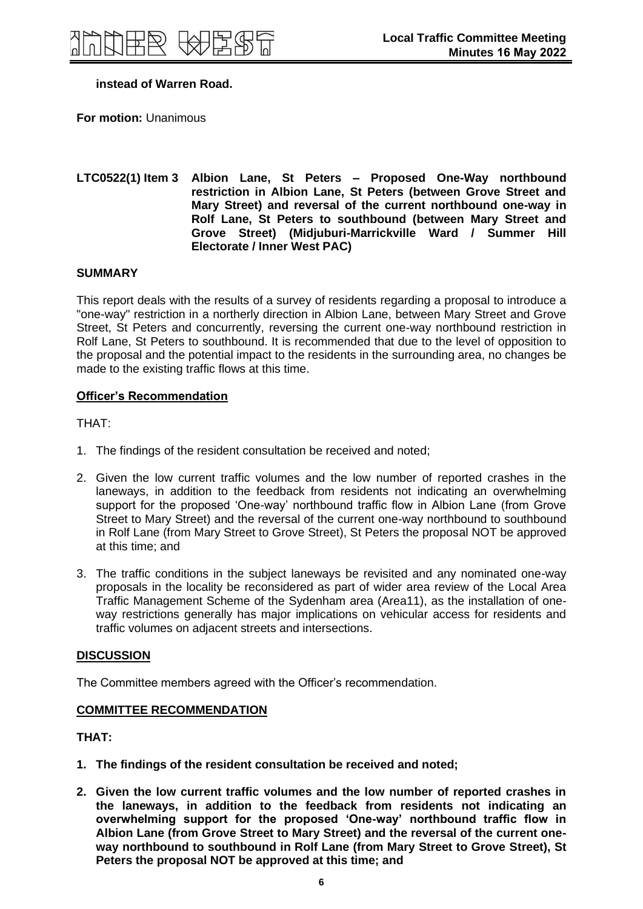**instead of Warren Road.**

**For motion:** Unanimous

**LTC0522(1) Item 3 Albion Lane, St Peters – Proposed One-Way northbound restriction in Albion Lane, St Peters (between Grove Street and Mary Street) and reversal of the current northbound one-way in Rolf Lane, St Peters to southbound (between Mary Street and Grove Street) (Midjuburi-Marrickville Ward / Summer Hill Electorate / Inner West PAC)**

**SUMMARY**

This report deals with the results of a survey of residents regarding a proposal to introduce a "one-way" restriction in a northerly direction in Albion Lane, between Mary Street and Grove Street, St Peters and concurrently, reversing the current one-way northbound restriction in Rolf Lane, St Peters to southbound. It is recommended that due to the level of opposition to the proposal and the potential impact to the residents in the surrounding area, no changes be made to the existing traffic flows at this time.

**Officer's Recommendation**

THAT:

1. The findings of the resident consultation be received and noted;
2. Given the low current traffic volumes and the low number of reported crashes in the laneways, in addition to the feedback from residents not indicating an overwhelming support for the proposed 'One-way' northbound traffic flow in Albion Lane (from Grove Street to Mary Street) and the reversal of the current one-way northbound to southbound in Rolf Lane (from Mary Street to Grove Street), St Peters the proposal NOT be approved at this time; and
3. The traffic conditions in the subject laneways be revisited and any nominated one-way proposals in the locality be reconsidered as part of wider area review of the Local Area Traffic Management Scheme of the Sydenham area (Area11), as the installation of one-way restrictions generally has major implications on vehicular access for residents and traffic volumes on adjacent streets and intersections.

**DISCUSSION**

The Committee members agreed with the Officer's recommendation.

**COMMITTEE RECOMMENDATION**

**THAT:**

1. **The findings of the resident consultation be received and noted;**
2. **Given the low current traffic volumes and the low number of reported crashes in the laneways, in addition to the feedback from residents not indicating an overwhelming support for the proposed 'One-way' northbound traffic flow in Albion Lane (from Grove Street to Mary Street) and the reversal of the current one-way northbound to southbound in Rolf Lane (from Mary Street to Grove Street), St Peters the proposal NOT be approved at this time; and**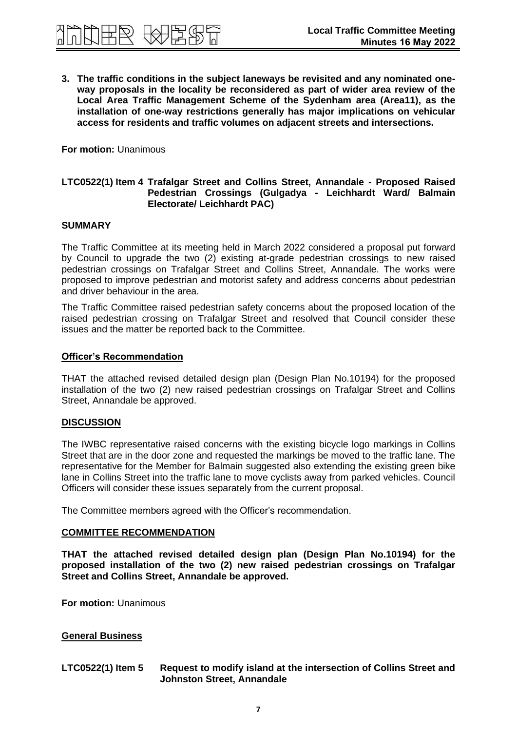**3. The traffic conditions in the subject laneways be revisited and any nominated one-way proposals in the locality be reconsidered as part of wider area review of the Local Area Traffic Management Scheme of the Sydenham area (Area11), as the installation of one-way restrictions generally has major implications on vehicular access for residents and traffic volumes on adjacent streets and intersections.**

**For motion:** Unanimous

### LTC0522(1) Item 4 Trafalgar Street and Collins Street, Annandale - Proposed Raised Pedestrian Crossings (Gulgadya - Leichhardt Ward/ Balmain Electorate/ Leichhardt PAC)

**SUMMARY**

The Traffic Committee at its meeting held in March 2022 considered a proposal put forward by Council to upgrade the two (2) existing at-grade pedestrian crossings to new raised pedestrian crossings on Trafalgar Street and Collins Street, Annandale. The works were proposed to improve pedestrian and motorist safety and address concerns about pedestrian and driver behaviour in the area.

The Traffic Committee raised pedestrian safety concerns about the proposed location of the raised pedestrian crossing on Trafalgar Street and resolved that Council consider these issues and the matter be reported back to the Committee.

**Officer's Recommendation**

THAT the attached revised detailed design plan (Design Plan No.10194) for the proposed installation of the two (2) new raised pedestrian crossings on Trafalgar Street and Collins Street, Annandale be approved.

**DISCUSSION**

The IWBC representative raised concerns with the existing bicycle logo markings in Collins Street that are in the door zone and requested the markings be moved to the traffic lane. The representative for the Member for Balmain suggested also extending the existing green bike lane in Collins Street into the traffic lane to move cyclists away from parked vehicles. Council Officers will consider these issues separately from the current proposal.

The Committee members agreed with the Officer's recommendation.

**COMMITTEE RECOMMENDATION**

**THAT the attached revised detailed design plan (Design Plan No.10194) for the proposed installation of the two (2) new raised pedestrian crossings on Trafalgar Street and Collins Street, Annandale be approved.**

**For motion:** Unanimous

**General Business**

### LTC0522(1) Item 5 Request to modify island at the intersection of Collins Street and Johnston Street, Annandale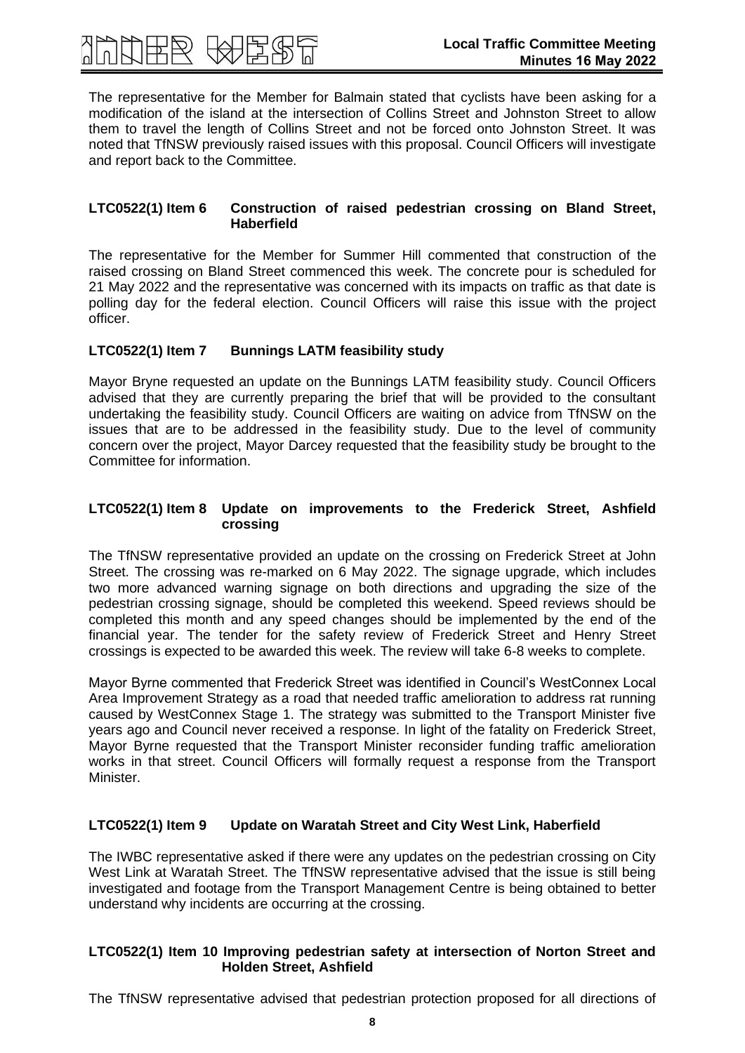The representative for the Member for Balmain stated that cyclists have been asking for a modification of the island at the intersection of Collins Street and Johnston Street to allow them to travel the length of Collins Street and not be forced onto Johnston Street. It was noted that TfNSW previously raised issues with this proposal. Council Officers will investigate and report back to the Committee.

### LTC0522(1) Item 6 Construction of raised pedestrian crossing on Bland Street, Haberfield

The representative for the Member for Summer Hill commented that construction of the raised crossing on Bland Street commenced this week. The concrete pour is scheduled for 21 May 2022 and the representative was concerned with its impacts on traffic as that date is polling day for the federal election. Council Officers will raise this issue with the project officer.

### LTC0522(1) Item 7 Bunnings LATM feasibility study

Mayor Bryne requested an update on the Bunnings LATM feasibility study. Council Officers advised that they are currently preparing the brief that will be provided to the consultant undertaking the feasibility study. Council Officers are waiting on advice from TfNSW on the issues that are to be addressed in the feasibility study. Due to the level of community concern over the project, Mayor Darcey requested that the feasibility study be brought to the Committee for information.

### LTC0522(1) Item 8 Update on improvements to the Frederick Street, Ashfield crossing

The TfNSW representative provided an update on the crossing on Frederick Street at John Street. The crossing was re-marked on 6 May 2022. The signage upgrade, which includes two more advanced warning signage on both directions and upgrading the size of the pedestrian crossing signage, should be completed this weekend. Speed reviews should be completed this month and any speed changes should be implemented by the end of the financial year. The tender for the safety review of Frederick Street and Henry Street crossings is expected to be awarded this week. The review will take 6-8 weeks to complete.

Mayor Byrne commented that Frederick Street was identified in Council's WestConnex Local Area Improvement Strategy as a road that needed traffic amelioration to address rat running caused by WestConnex Stage 1. The strategy was submitted to the Transport Minister five years ago and Council never received a response. In light of the fatality on Frederick Street, Mayor Byrne requested that the Transport Minister reconsider funding traffic amelioration works in that street. Council Officers will formally request a response from the Transport Minister.

### LTC0522(1) Item 9 Update on Waratah Street and City West Link, Haberfield

The IWBC representative asked if there were any updates on the pedestrian crossing on City West Link at Waratah Street. The TfNSW representative advised that the issue is still being investigated and footage from the Transport Management Centre is being obtained to better understand why incidents are occurring at the crossing.

### LTC0522(1) Item 10 Improving pedestrian safety at intersection of Norton Street and Holden Street, Ashfield

The TfNSW representative advised that pedestrian protection proposed for all directions of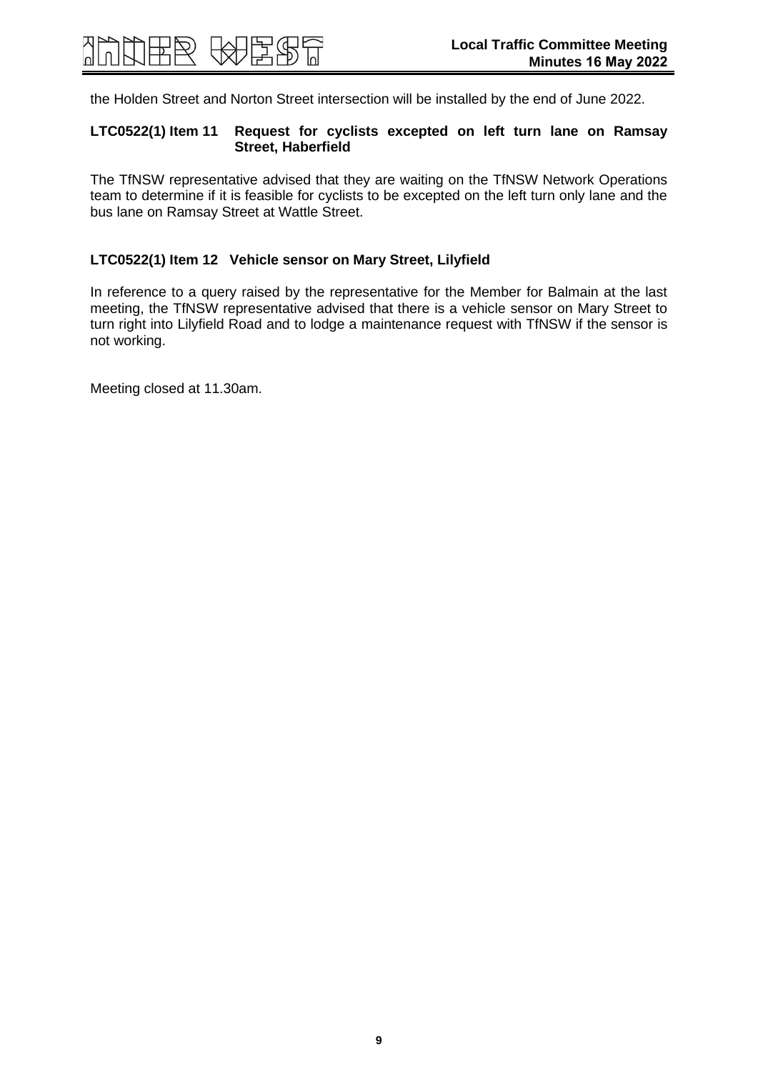the Holden Street and Norton Street intersection will be installed by the end of June 2022.

**LTC0522(1) Item 11 Request for cyclists excepted on left turn lane on Ramsay Street, Haberfield**

The TfNSW representative advised that they are waiting on the TfNSW Network Operations team to determine if it is feasible for cyclists to be excepted on the left turn only lane and the bus lane on Ramsay Street at Wattle Street.

**LTC0522(1) Item 12 Vehicle sensor on Mary Street, Lilyfield**

In reference to a query raised by the representative for the Member for Balmain at the last meeting, the TfNSW representative advised that there is a vehicle sensor on Mary Street to turn right into Lilyfield Road and to lodge a maintenance request with TfNSW if the sensor is not working.

Meeting closed at 11.30am.